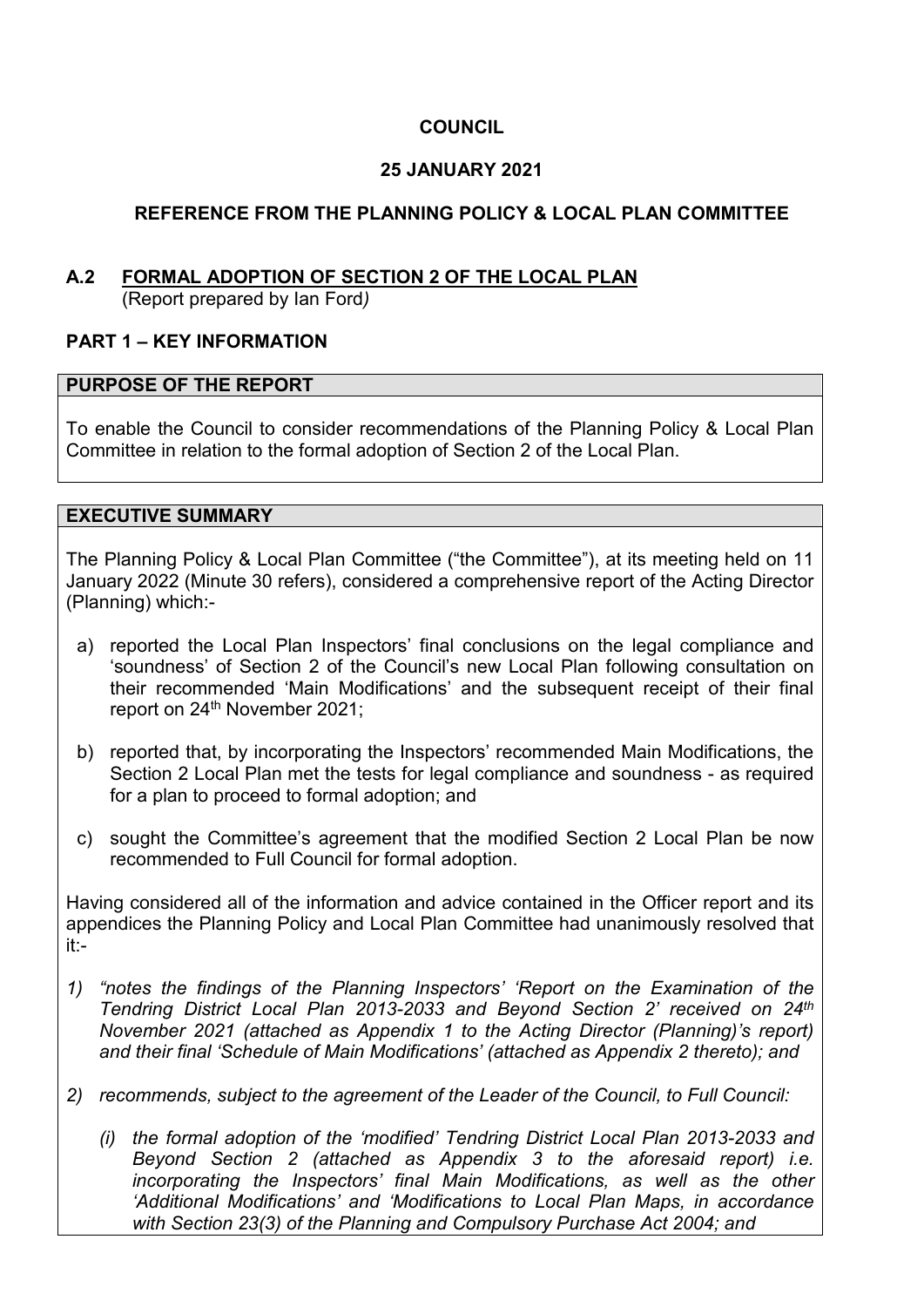**COUNCIL**

**25 JANUARY 2021**

**REFERENCE FROM THE PLANNING POLICY & LOCAL PLAN COMMITTEE**

## A.2 FORMAL ADOPTION OF SECTION 2 OF THE LOCAL PLAN

(Report prepared by Ian Ford*)*

### PART 1 – KEY INFORMATION

**PURPOSE OF THE REPORT**

To enable the Council to consider recommendations of the Planning Policy & Local Plan Committee in relation to the formal adoption of Section 2 of the Local Plan.

**EXECUTIVE SUMMARY**

The Planning Policy & Local Plan Committee ("the Committee"), at its meeting held on 11 January 2022 (Minute 30 refers), considered a comprehensive report of the Acting Director (Planning) which:-

a) reported the Local Plan Inspectors' final conclusions on the legal compliance and 'soundness' of Section 2 of the Council's new Local Plan following consultation on their recommended 'Main Modifications' and the subsequent receipt of their final report on 24th November 2021;

b) reported that, by incorporating the Inspectors' recommended Main Modifications, the Section 2 Local Plan met the tests for legal compliance and soundness - as required for a plan to proceed to formal adoption; and

c) sought the Committee's agreement that the modified Section 2 Local Plan be now recommended to Full Council for formal adoption.

Having considered all of the information and advice contained in the Officer report and its appendices the Planning Policy and Local Plan Committee had unanimously resolved that it:-

1) *"notes the findings of the Planning Inspectors' 'Report on the Examination of the Tendring District Local Plan 2013-2033 and Beyond Section 2' received on 24th November 2021 (attached as Appendix 1 to the Acting Director (Planning)'s report) and their final 'Schedule of Main Modifications' (attached as Appendix 2 thereto); and*

2) *recommends, subject to the agreement of the Leader of the Council, to Full Council:*

   *(i) the formal adoption of the 'modified' Tendring District Local Plan 2013-2033 and Beyond Section 2 (attached as Appendix 3 to the aforesaid report) i.e. incorporating the Inspectors' final Main Modifications, as well as the other 'Additional Modifications' and 'Modifications to Local Plan Maps, in accordance with Section 23(3) of the Planning and Compulsory Purchase Act 2004; and*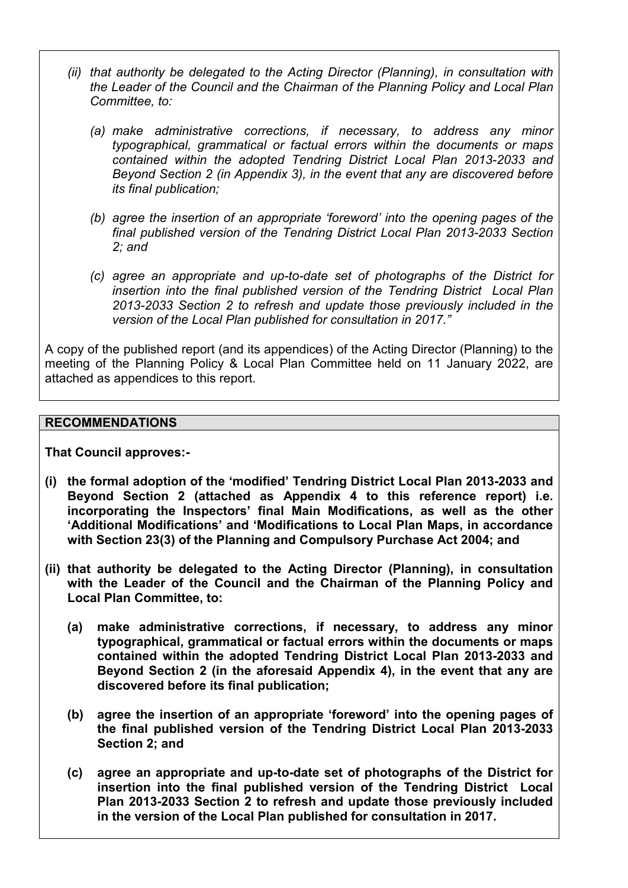*(ii) that authority be delegated to the Acting Director (Planning), in consultation with the Leader of the Council and the Chairman of the Planning Policy and Local Plan Committee, to:*

*(a) make administrative corrections, if necessary, to address any minor typographical, grammatical or factual errors within the documents or maps contained within the adopted Tendring District Local Plan 2013-2033 and Beyond Section 2 (in Appendix 3), in the event that any are discovered before its final publication;*

*(b) agree the insertion of an appropriate 'foreword' into the opening pages of the final published version of the Tendring District Local Plan 2013-2033 Section 2; and*

*(c) agree an appropriate and up-to-date set of photographs of the District for insertion into the final published version of the Tendring District Local Plan 2013-2033 Section 2 to refresh and update those previously included in the version of the Local Plan published for consultation in 2017."*

A copy of the published report (and its appendices) of the Acting Director (Planning) to the meeting of the Planning Policy & Local Plan Committee held on 11 January 2022, are attached as appendices to this report.

## RECOMMENDATIONS

**That Council approves:-**

**(i) the formal adoption of the 'modified' Tendring District Local Plan 2013-2033 and Beyond Section 2 (attached as Appendix 4 to this reference report) i.e. incorporating the Inspectors' final Main Modifications, as well as the other 'Additional Modifications' and 'Modifications to Local Plan Maps, in accordance with Section 23(3) of the Planning and Compulsory Purchase Act 2004; and**

**(ii) that authority be delegated to the Acting Director (Planning), in consultation with the Leader of the Council and the Chairman of the Planning Policy and Local Plan Committee, to:**

**(a) make administrative corrections, if necessary, to address any minor typographical, grammatical or factual errors within the documents or maps contained within the adopted Tendring District Local Plan 2013-2033 and Beyond Section 2 (in the aforesaid Appendix 4), in the event that any are discovered before its final publication;**

**(b) agree the insertion of an appropriate 'foreword' into the opening pages of the final published version of the Tendring District Local Plan 2013-2033 Section 2; and**

**(c) agree an appropriate and up-to-date set of photographs of the District for insertion into the final published version of the Tendring District Local Plan 2013-2033 Section 2 to refresh and update those previously included in the version of the Local Plan published for consultation in 2017.**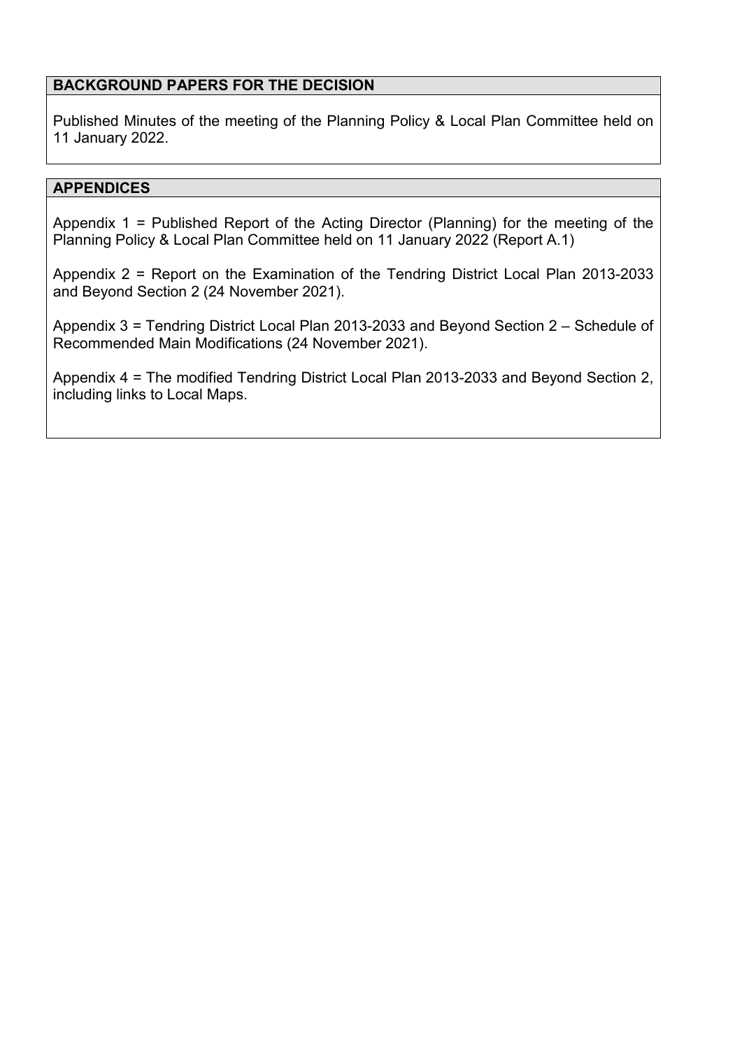## BACKGROUND PAPERS FOR THE DECISION

Published Minutes of the meeting of the Planning Policy & Local Plan Committee held on 11 January 2022.

## APPENDICES

Appendix 1 = Published Report of the Acting Director (Planning) for the meeting of the Planning Policy & Local Plan Committee held on 11 January 2022 (Report A.1)

Appendix 2 = Report on the Examination of the Tendring District Local Plan 2013-2033 and Beyond Section 2 (24 November 2021).

Appendix 3 = Tendring District Local Plan 2013-2033 and Beyond Section 2 – Schedule of Recommended Main Modifications (24 November 2021).

Appendix 4 = The modified Tendring District Local Plan 2013-2033 and Beyond Section 2, including links to Local Maps.